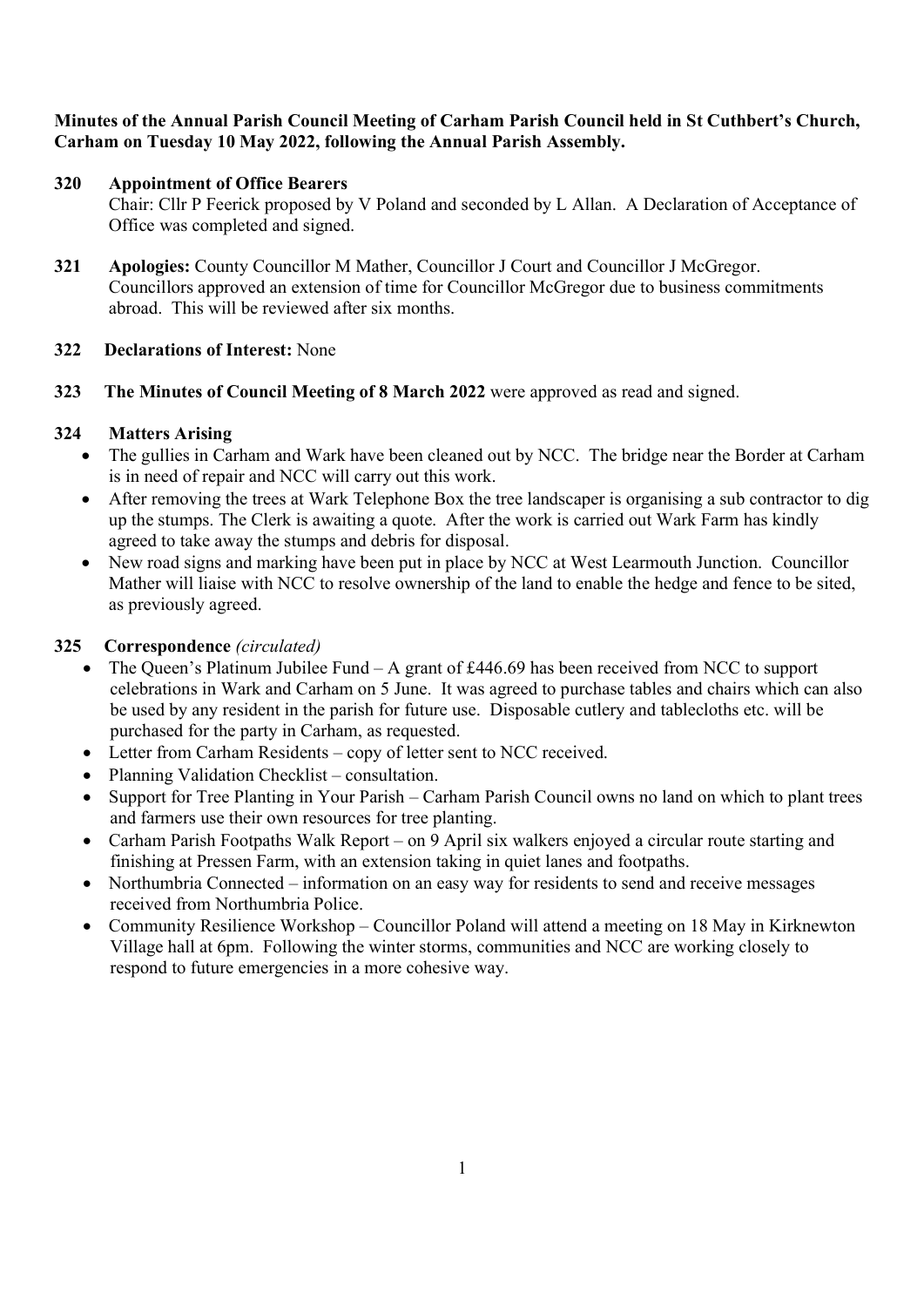**Minutes of the Annual Parish Council Meeting of Carham Parish Council held in St Cuthbert's Church, Carham on Tuesday 10 May 2022, following the Annual Parish Assembly.**

**320 Appointment of Office Bearers**

Chair: Cllr P Feerick proposed by V Poland and seconded by L Allan. A Declaration of Acceptance of Office was completed and signed.

**321 Apologies:** County Councillor M Mather, Councillor J Court and Councillor J McGregor. Councillors approved an extension of time for Councillor McGregor due to business commitments abroad. This will be reviewed after six months.

**322 Declarations of Interest:** None

**323 The Minutes of Council Meeting of 8 March 2022** were approved as read and signed.

**324 Matters Arising**

- The gullies in Carham and Wark have been cleaned out by NCC. The bridge near the Border at Carham is in need of repair and NCC will carry out this work.
- After removing the trees at Wark Telephone Box the tree landscaper is organising a sub contractor to dig up the stumps. The Clerk is awaiting a quote. After the work is carried out Wark Farm has kindly agreed to take away the stumps and debris for disposal.
- New road signs and marking have been put in place by NCC at West Learmouth Junction. Councillor Mather will liaise with NCC to resolve ownership of the land to enable the hedge and fence to be sited, as previously agreed.

**325 Correspondence** *(circulated)*

- The Queen's Platinum Jubilee Fund – A grant of £446.69 has been received from NCC to support celebrations in Wark and Carham on 5 June. It was agreed to purchase tables and chairs which can also be used by any resident in the parish for future use. Disposable cutlery and tablecloths etc. will be purchased for the party in Carham, as requested.
- Letter from Carham Residents – copy of letter sent to NCC received.
- Planning Validation Checklist – consultation.
- Support for Tree Planting in Your Parish – Carham Parish Council owns no land on which to plant trees and farmers use their own resources for tree planting.
- Carham Parish Footpaths Walk Report – on 9 April six walkers enjoyed a circular route starting and finishing at Pressen Farm, with an extension taking in quiet lanes and footpaths.
- Northumbria Connected – information on an easy way for residents to send and receive messages received from Northumbria Police.
- Community Resilience Workshop – Councillor Poland will attend a meeting on 18 May in Kirknewton Village hall at 6pm. Following the winter storms, communities and NCC are working closely to respond to future emergencies in a more cohesive way.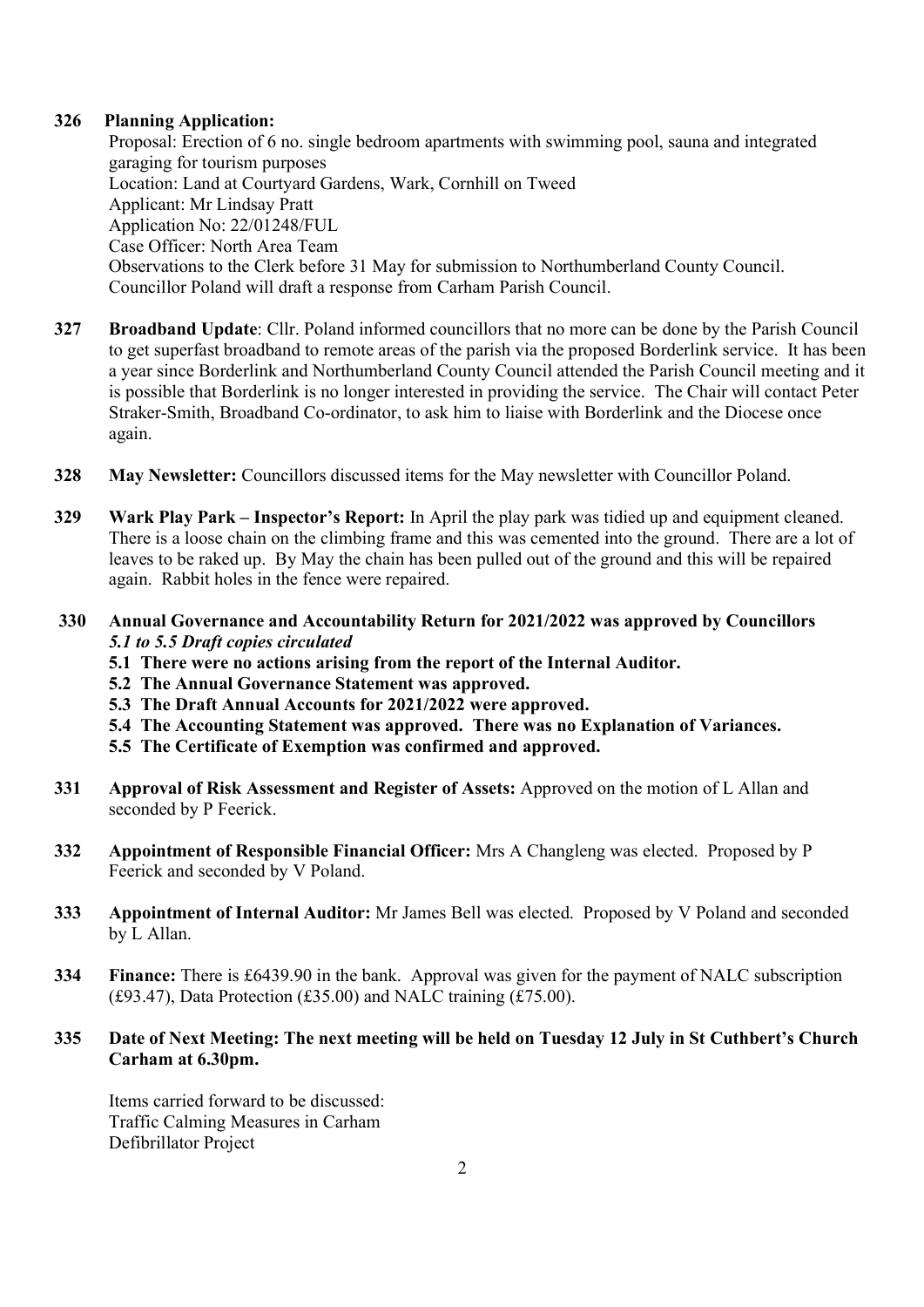**326 Planning Application:**

Proposal: Erection of 6 no. single bedroom apartments with swimming pool, sauna and integrated garaging for tourism purposes
Location: Land at Courtyard Gardens, Wark, Cornhill on Tweed
Applicant: Mr Lindsay Pratt
Application No: 22/01248/FUL
Case Officer: North Area Team
Observations to the Clerk before 31 May for submission to Northumberland County Council.
Councillor Poland will draft a response from Carham Parish Council.

**327 Broadband Update**: Cllr. Poland informed councillors that no more can be done by the Parish Council to get superfast broadband to remote areas of the parish via the proposed Borderlink service. It has been a year since Borderlink and Northumberland County Council attended the Parish Council meeting and it is possible that Borderlink is no longer interested in providing the service. The Chair will contact Peter Straker-Smith, Broadband Co-ordinator, to ask him to liaise with Borderlink and the Diocese once again.

**328 May Newsletter:** Councillors discussed items for the May newsletter with Councillor Poland.

**329 Wark Play Park – Inspector's Report:** In April the play park was tidied up and equipment cleaned. There is a loose chain on the climbing frame and this was cemented into the ground. There are a lot of leaves to be raked up. By May the chain has been pulled out of the ground and this will be repaired again. Rabbit holes in the fence were repaired.

**330 Annual Governance and Accountability Return for 2021/2022 was approved by Councillors**
***5.1 to 5.5 Draft copies circulated***

- **5.1 There were no actions arising from the report of the Internal Auditor.**
- **5.2 The Annual Governance Statement was approved.**
- **5.3 The Draft Annual Accounts for 2021/2022 were approved.**
- **5.4 The Accounting Statement was approved. There was no Explanation of Variances.**
- **5.5 The Certificate of Exemption was confirmed and approved.**

**331 Approval of Risk Assessment and Register of Assets:** Approved on the motion of L Allan and seconded by P Feerick.

**332 Appointment of Responsible Financial Officer:** Mrs A Changleng was elected. Proposed by P Feerick and seconded by V Poland.

**333 Appointment of Internal Auditor:** Mr James Bell was elected. Proposed by V Poland and seconded by L Allan.

**334 Finance:** There is £6439.90 in the bank. Approval was given for the payment of NALC subscription (£93.47), Data Protection (£35.00) and NALC training (£75.00).

**335 Date of Next Meeting: The next meeting will be held on Tuesday 12 July in St Cuthbert's Church Carham at 6.30pm.**

Items carried forward to be discussed:
Traffic Calming Measures in Carham
Defibrillator Project